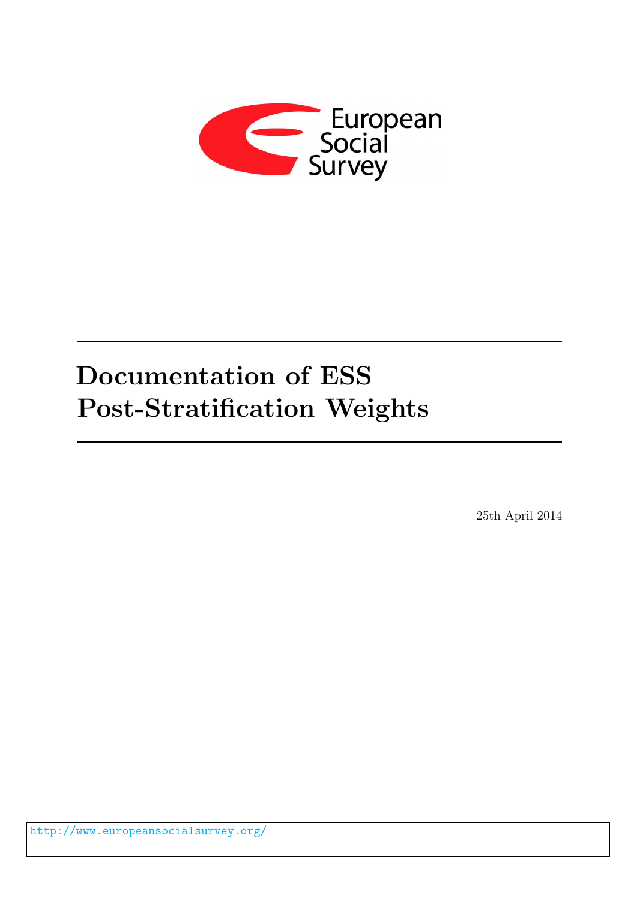European Social Survey

# Documentation of ESS Post-Stratification Weights

25th April 2014

http://www.europeansocialsurvey.org/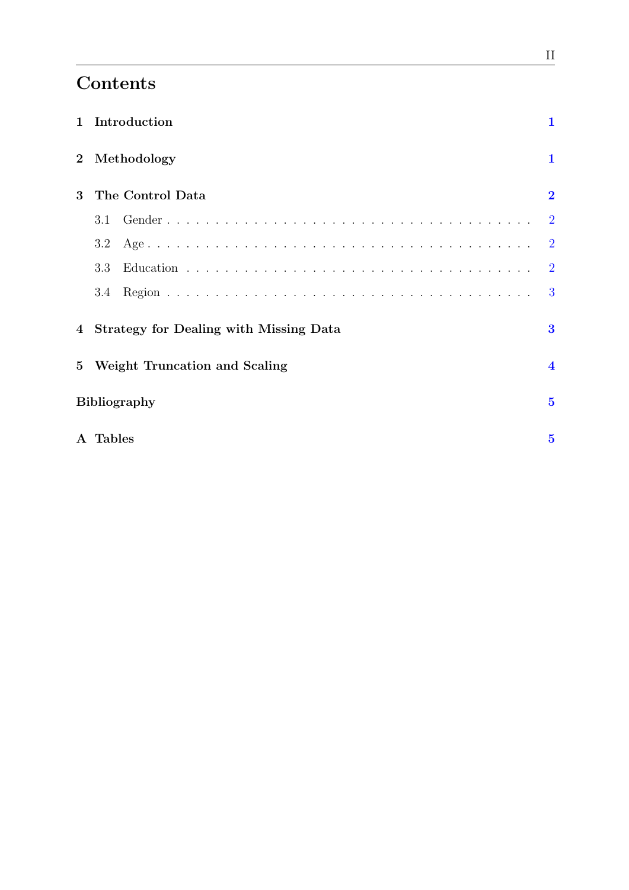# Contents

1 Introduction 1

2 Methodology 1

3 The Control Data 2

- 3.1 Gender . . . . . . . . . . . . . . . . . . . . . . . . . . . . . . . . . . . . 2
- 3.2 Age . . . . . . . . . . . . . . . . . . . . . . . . . . . . . . . . . . . . . . 2
- 3.3 Education . . . . . . . . . . . . . . . . . . . . . . . . . . . . . . . . . . 2
- 3.4 Region . . . . . . . . . . . . . . . . . . . . . . . . . . . . . . . . . . . . 3

4 Strategy for Dealing with Missing Data 3

5 Weight Truncation and Scaling 4

Bibliography 5

A Tables 5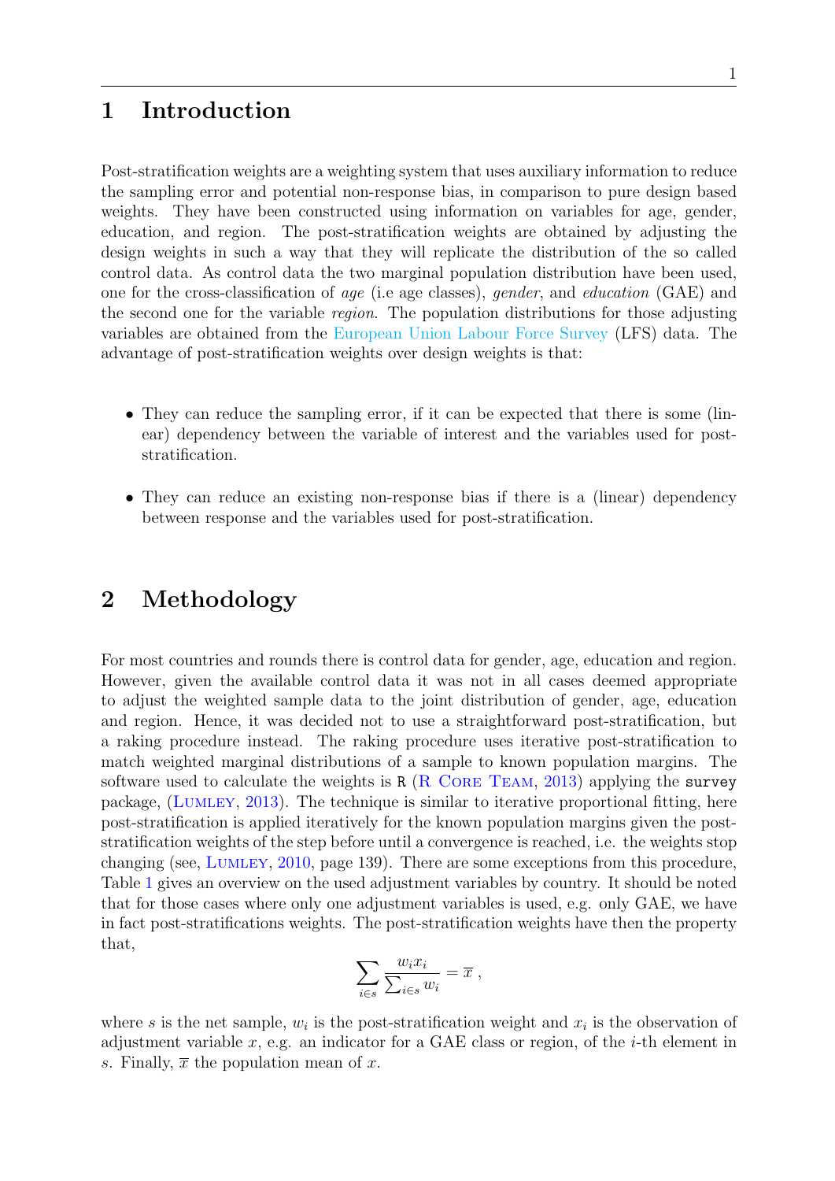# 1 Introduction

Post-stratification weights are a weighting system that uses auxiliary information to reduce the sampling error and potential non-response bias, in comparison to pure design based weights. They have been constructed using information on variables for age, gender, education, and region. The post-stratification weights are obtained by adjusting the design weights in such a way that they will replicate the distribution of the so called control data. As control data the two marginal population distribution have been used, one for the cross-classification of *age* (i.e age classes), *gender*, and *education* (GAE) and the second one for the variable *region*. The population distributions for those adjusting variables are obtained from the European Union Labour Force Survey (LFS) data. The advantage of post-stratification weights over design weights is that:

- They can reduce the sampling error, if it can be expected that there is some (linear) dependency between the variable of interest and the variables used for post-stratification.
- They can reduce an existing non-response bias if there is a (linear) dependency between response and the variables used for post-stratification.

# 2 Methodology

For most countries and rounds there is control data for gender, age, education and region. However, given the available control data it was not in all cases deemed appropriate to adjust the weighted sample data to the joint distribution of gender, age, education and region. Hence, it was decided not to use a straightforward post-stratification, but a raking procedure instead. The raking procedure uses iterative post-stratification to match weighted marginal distributions of a sample to known population margins. The software used to calculate the weights is `R` (R Core Team, 2013) applying the `survey` package, (Lumley, 2013). The technique is similar to iterative proportional fitting, here post-stratification is applied iteratively for the known population margins given the post-stratification weights of the step before until a convergence is reached, i.e. the weights stop changing (see, Lumley, 2010, page 139). There are some exceptions from this procedure, Table 1 gives an overview on the used adjustment variables by country. It should be noted that for those cases where only one adjustment variables is used, e.g. only GAE, we have in fact post-stratifications weights. The post-stratification weights have then the property that,

$$\sum_{i \in s} \frac{w_i x_i}{\sum_{i \in s} w_i} = \overline{x} \, ,$$

where $s$ is the net sample, $w_i$ is the post-stratification weight and $x_i$ is the observation of adjustment variable $x$, e.g. an indicator for a GAE class or region, of the $i$-th element in $s$. Finally, $\overline{x}$ the population mean of $x$.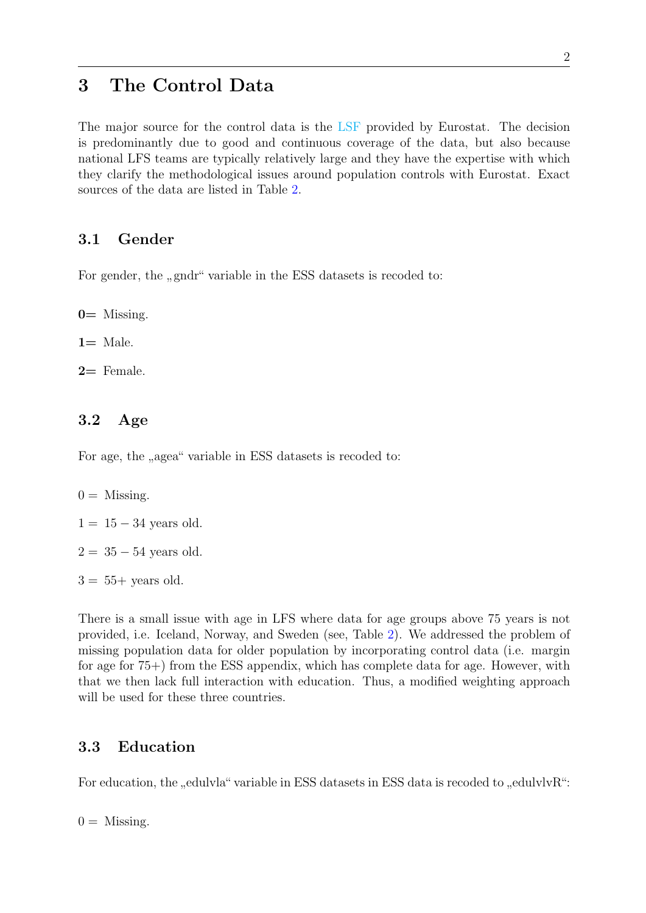# 3 The Control Data

The major source for the control data is the LSF provided by Eurostat. The decision is predominantly due to good and continuous coverage of the data, but also because national LFS teams are typically relatively large and they have the expertise with which they clarify the methodological issues around population controls with Eurostat. Exact sources of the data are listed in Table 2.

## 3.1 Gender

For gender, the „gndr“ variable in the ESS datasets is recoded to:

**0=** Missing.

**1=** Male.

**2=** Female.

## 3.2 Age

For age, the „agea“ variable in ESS datasets is recoded to:

0 = Missing.

1 = $15 - 34$ years old.

2 = $35 - 54$ years old.

3 = 55+ years old.

There is a small issue with age in LFS where data for age groups above 75 years is not provided, i.e. Iceland, Norway, and Sweden (see, Table 2). We addressed the problem of missing population data for older population by incorporating control data (i.e. margin for age for 75+) from the ESS appendix, which has complete data for age. However, with that we then lack full interaction with education. Thus, a modified weighting approach will be used for these three countries.

## 3.3 Education

For education, the „edulvla“ variable in ESS datasets in ESS data is recoded to „edulvlvR“:

0 = Missing.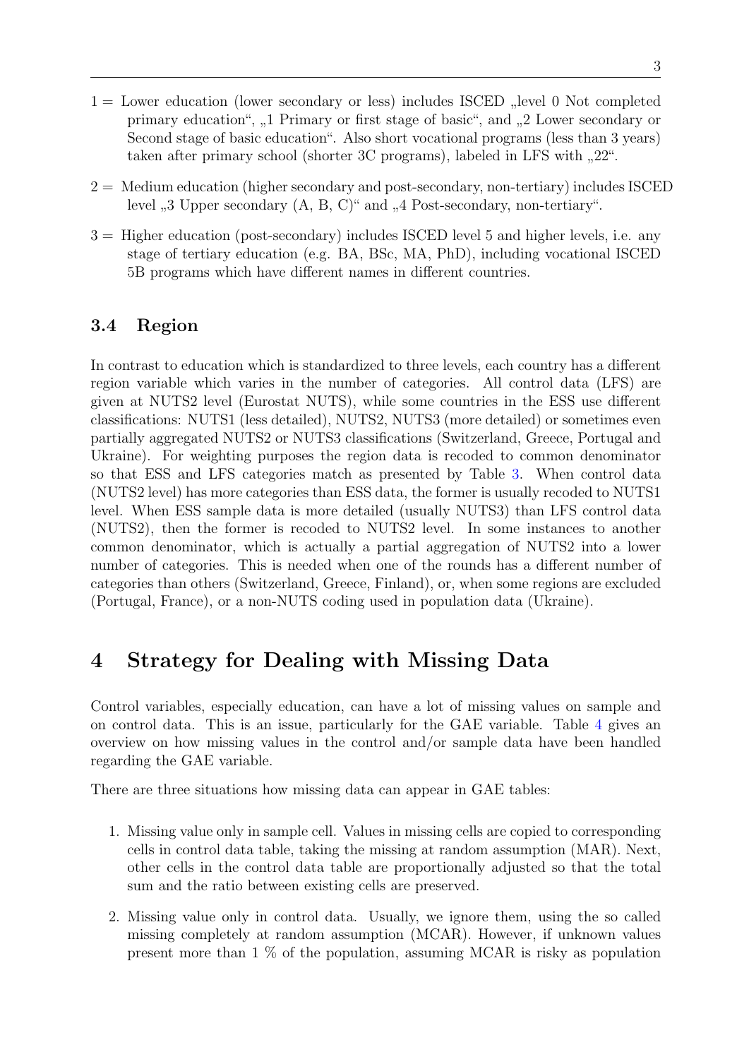1 = Lower education (lower secondary or less) includes ISCED „level 0 Not completed primary education“, „1 Primary or first stage of basic“, and „2 Lower secondary or Second stage of basic education“. Also short vocational programs (less than 3 years) taken after primary school (shorter 3C programs), labeled in LFS with „22“.

2 = Medium education (higher secondary and post-secondary, non-tertiary) includes ISCED level „3 Upper secondary (A, B, C)“ and „4 Post-secondary, non-tertiary“.

3 = Higher education (post-secondary) includes ISCED level 5 and higher levels, i.e. any stage of tertiary education (e.g. BA, BSc, MA, PhD), including vocational ISCED 5B programs which have different names in different countries.

### 3.4 Region

In contrast to education which is standardized to three levels, each country has a different region variable which varies in the number of categories. All control data (LFS) are given at NUTS2 level (Eurostat NUTS), while some countries in the ESS use different classifications: NUTS1 (less detailed), NUTS2, NUTS3 (more detailed) or sometimes even partially aggregated NUTS2 or NUTS3 classifications (Switzerland, Greece, Portugal and Ukraine). For weighting purposes the region data is recoded to common denominator so that ESS and LFS categories match as presented by Table 3. When control data (NUTS2 level) has more categories than ESS data, the former is usually recoded to NUTS1 level. When ESS sample data is more detailed (usually NUTS3) than LFS control data (NUTS2), then the former is recoded to NUTS2 level. In some instances to another common denominator, which is actually a partial aggregation of NUTS2 into a lower number of categories. This is needed when one of the rounds has a different number of categories than others (Switzerland, Greece, Finland), or, when some regions are excluded (Portugal, France), or a non-NUTS coding used in population data (Ukraine).

## 4 Strategy for Dealing with Missing Data

Control variables, especially education, can have a lot of missing values on sample and on control data. This is an issue, particularly for the GAE variable. Table 4 gives an overview on how missing values in the control and/or sample data have been handled regarding the GAE variable.

There are three situations how missing data can appear in GAE tables:

1. Missing value only in sample cell. Values in missing cells are copied to corresponding cells in control data table, taking the missing at random assumption (MAR). Next, other cells in the control data table are proportionally adjusted so that the total sum and the ratio between existing cells are preserved.

2. Missing value only in control data. Usually, we ignore them, using the so called missing completely at random assumption (MCAR). However, if unknown values present more than 1 % of the population, assuming MCAR is risky as population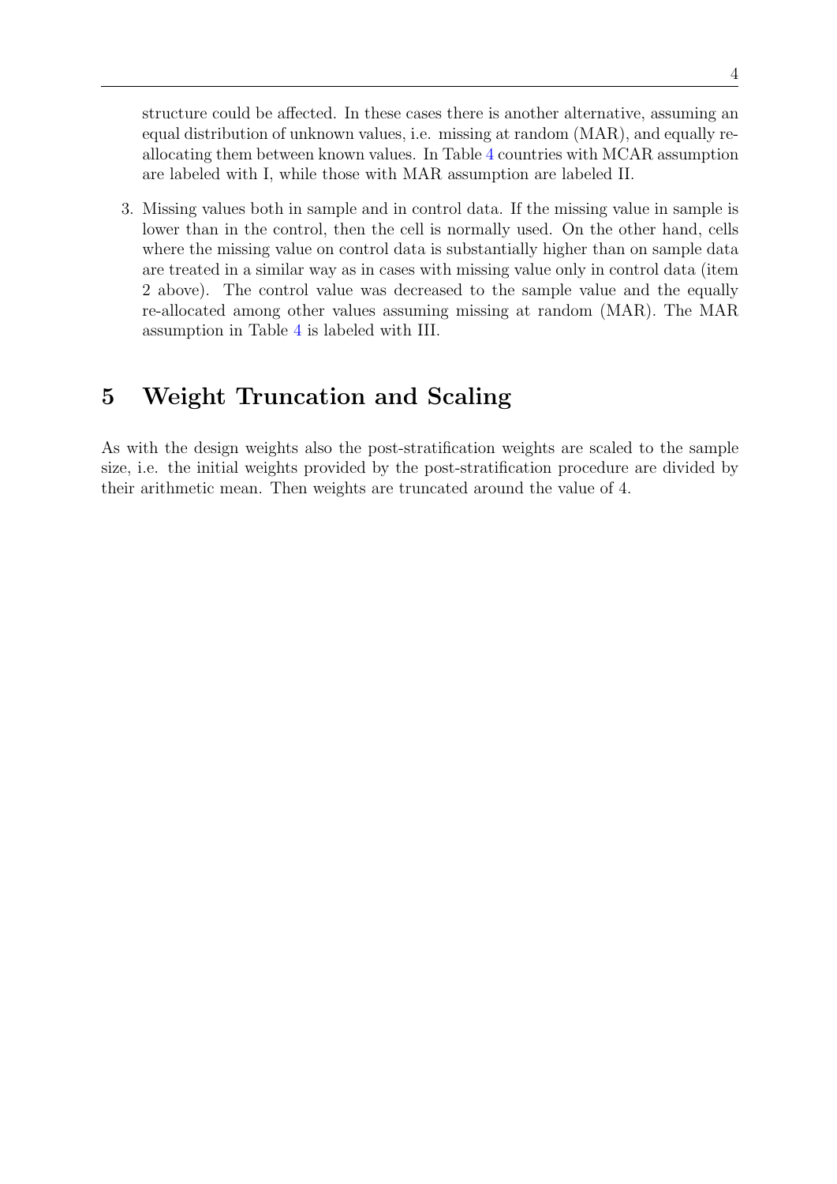structure could be affected. In these cases there is another alternative, assuming an equal distribution of unknown values, i.e. missing at random (MAR), and equally re-allocating them between known values. In Table 4 countries with MCAR assumption are labeled with I, while those with MAR assumption are labeled II.

3. Missing values both in sample and in control data. If the missing value in sample is lower than in the control, then the cell is normally used. On the other hand, cells where the missing value on control data is substantially higher than on sample data are treated in a similar way as in cases with missing value only in control data (item 2 above). The control value was decreased to the sample value and the equally re-allocated among other values assuming missing at random (MAR). The MAR assumption in Table 4 is labeled with III.

# 5 Weight Truncation and Scaling

As with the design weights also the post-stratification weights are scaled to the sample size, i.e. the initial weights provided by the post-stratification procedure are divided by their arithmetic mean. Then weights are truncated around the value of 4.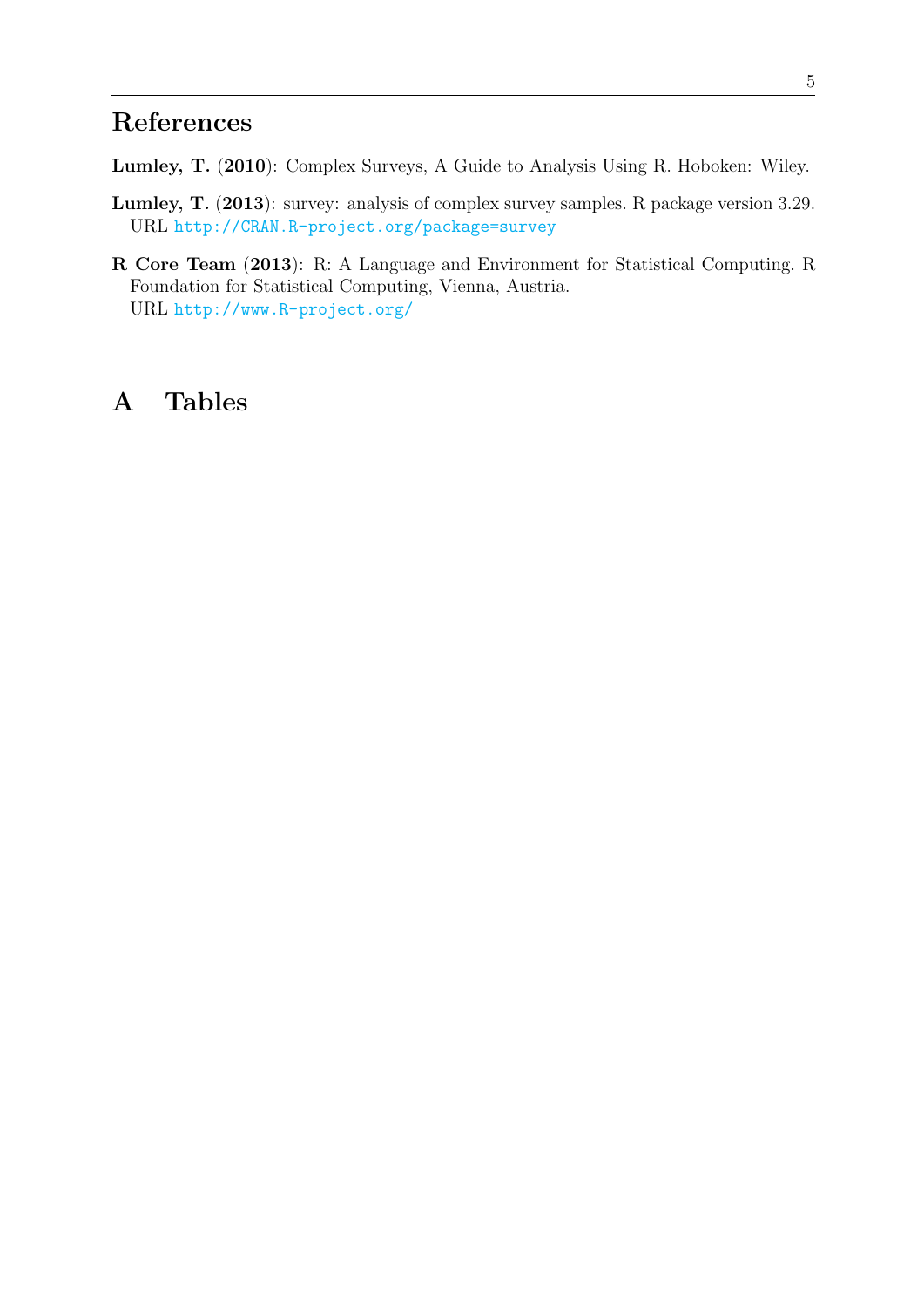## References

**Lumley, T.** (**2010**): Complex Surveys, A Guide to Analysis Using R. Hoboken: Wiley.

**Lumley, T.** (**2013**): survey: analysis of complex survey samples. R package version 3.29. URL http://CRAN.R-project.org/package=survey

**R Core Team** (**2013**): R: A Language and Environment for Statistical Computing. R Foundation for Statistical Computing, Vienna, Austria.
URL http://www.R-project.org/

# A Tables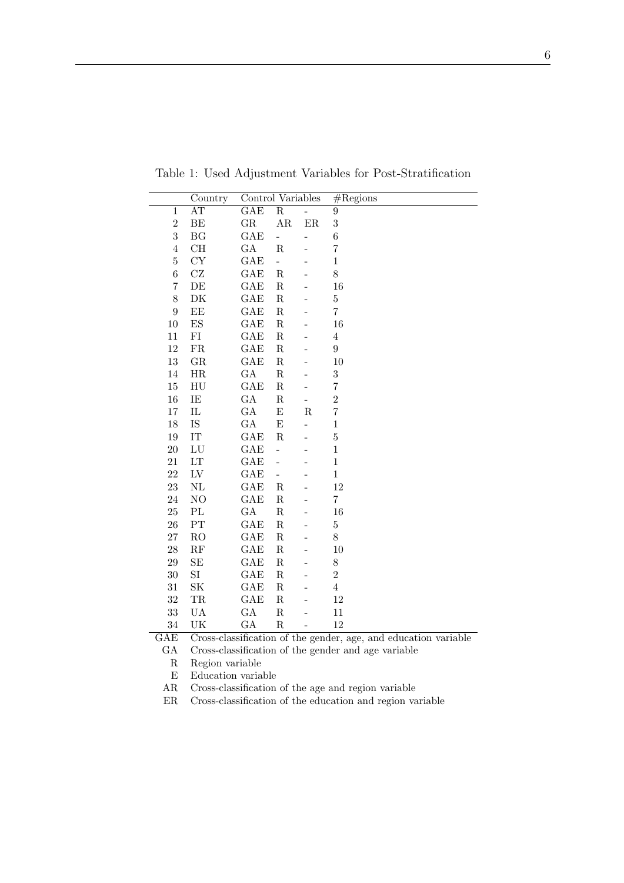Table 1: Used Adjustment Variables for Post-Stratification

| | Country | Control Variables | | | #Regions |
|---|---|---|---|---|---|
| 1 | AT | GAE | R | - | 9 |
| 2 | BE | GR | AR | ER | 3 |
| 3 | BG | GAE | - | - | 6 |
| 4 | CH | GA | R | - | 7 |
| 5 | CY | GAE | - | - | 1 |
| 6 | CZ | GAE | R | - | 8 |
| 7 | DE | GAE | R | - | 16 |
| 8 | DK | GAE | R | - | 5 |
| 9 | EE | GAE | R | - | 7 |
| 10 | ES | GAE | R | - | 16 |
| 11 | FI | GAE | R | - | 4 |
| 12 | FR | GAE | R | - | 9 |
| 13 | GR | GAE | R | - | 10 |
| 14 | HR | GA | R | - | 3 |
| 15 | HU | GAE | R | - | 7 |
| 16 | IE | GA | R | - | 2 |
| 17 | IL | GA | E | R | 7 |
| 18 | IS | GA | E | - | 1 |
| 19 | IT | GAE | R | - | 5 |
| 20 | LU | GAE | - | - | 1 |
| 21 | LT | GAE | - | - | 1 |
| 22 | LV | GAE | - | - | 1 |
| 23 | NL | GAE | R | - | 12 |
| 24 | NO | GAE | R | - | 7 |
| 25 | PL | GA | R | - | 16 |
| 26 | PT | GAE | R | - | 5 |
| 27 | RO | GAE | R | - | 8 |
| 28 | RF | GAE | R | - | 10 |
| 29 | SE | GAE | R | - | 8 |
| 30 | SI | GAE | R | - | 2 |
| 31 | SK | GAE | R | - | 4 |
| 32 | TR | GAE | R | - | 12 |
| 33 | UA | GA | R | - | 11 |
| 34 | UK | GA | R | - | 12 |

GAE Cross-classification of the gender, age, and education variable
GA Cross-classification of the gender and age variable
R Region variable
E Education variable
AR Cross-classification of the age and region variable
ER Cross-classification of the education and region variable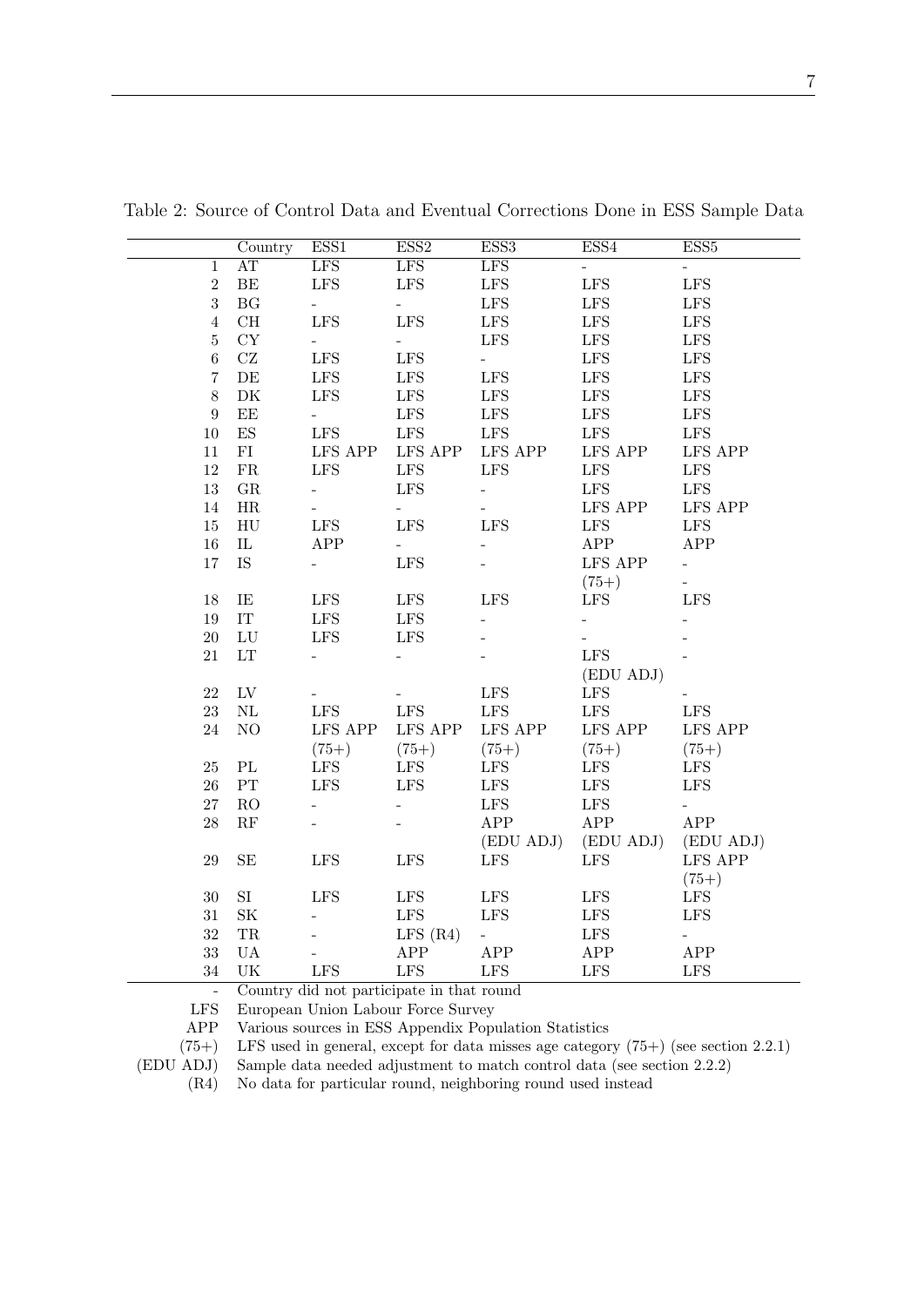Table 2: Source of Control Data and Eventual Corrections Done in ESS Sample Data

| | Country | ESS1 | ESS2 | ESS3 | ESS4 | ESS5 |
|---|---|---|---|---|---|---|
| 1 | AT | LFS | LFS | LFS | - | - |
| 2 | BE | LFS | LFS | LFS | LFS | LFS |
| 3 | BG | - | - | LFS | LFS | LFS |
| 4 | CH | LFS | LFS | LFS | LFS | LFS |
| 5 | CY | - | - | LFS | LFS | LFS |
| 6 | CZ | LFS | LFS | - | LFS | LFS |
| 7 | DE | LFS | LFS | LFS | LFS | LFS |
| 8 | DK | LFS | LFS | LFS | LFS | LFS |
| 9 | EE | - | LFS | LFS | LFS | LFS |
| 10 | ES | LFS | LFS | LFS | LFS | LFS |
| 11 | FI | LFS APP | LFS APP | LFS APP | LFS APP | LFS APP |
| 12 | FR | LFS | LFS | LFS | LFS | LFS |
| 13 | GR | - | LFS | - | LFS | LFS |
| 14 | HR | - | - | - | LFS APP | LFS APP |
| 15 | HU | LFS | LFS | LFS | LFS | LFS |
| 16 | IL | APP | - | - | APP | APP |
| 17 | IS | - | LFS | - | LFS APP (75+) | - |
| 18 | IE | LFS | LFS | LFS | LFS | LFS |
| 19 | IT | LFS | LFS | - | - | - |
| 20 | LU | LFS | LFS | - | - | - |
| 21 | LT | - | - | - | LFS (EDU ADJ) | - |
| 22 | LV | - | - | LFS | LFS | - |
| 23 | NL | LFS | LFS | LFS | LFS | LFS |
| 24 | NO | LFS APP (75+) | LFS APP (75+) | LFS APP (75+) | LFS APP (75+) | LFS APP (75+) |
| 25 | PL | LFS | LFS | LFS | LFS | LFS |
| 26 | PT | LFS | LFS | LFS | LFS | LFS |
| 27 | RO | - | - | LFS | LFS | - |
| 28 | RF | - | - | APP (EDU ADJ) | APP (EDU ADJ) | APP (EDU ADJ) |
| 29 | SE | LFS | LFS | LFS | LFS | LFS APP (75+) |
| 30 | SI | LFS | LFS | LFS | LFS | LFS |
| 31 | SK | - | LFS | LFS | LFS | LFS |
| 32 | TR | - | LFS (R4) | - | LFS | - |
| 33 | UA | - | APP | APP | APP | APP |
| 34 | UK | LFS | LFS | LFS | LFS | LFS |

- Country did not participate in that round
LFS European Union Labour Force Survey
APP Various sources in ESS Appendix Population Statistics
(75+) LFS used in general, except for data misses age category (75+) (see section 2.2.1)
(EDU ADJ) Sample data needed adjustment to match control data (see section 2.2.2)
(R4) No data for particular round, neighboring round used instead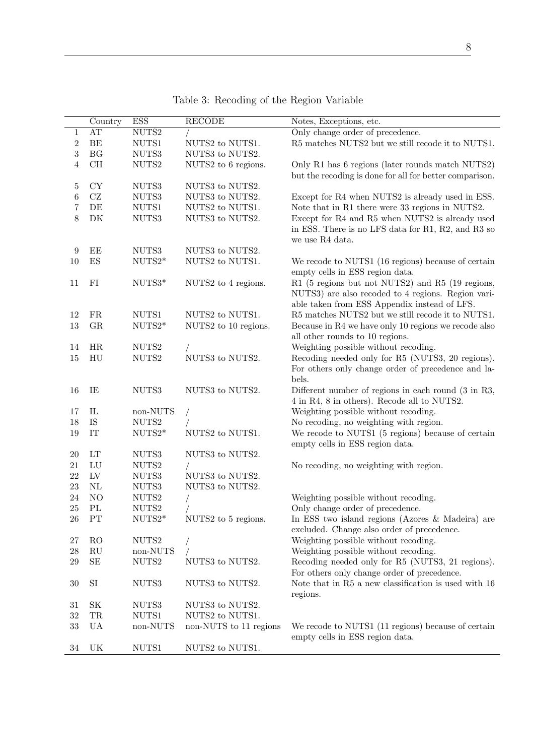Table 3: Recoding of the Region Variable

| | Country | ESS | RECODE | Notes, Exceptions, etc. |
|---|---|---|---|---|
| 1 | AT | NUTS2 | / | Only change order of precedence. |
| 2 | BE | NUTS1 | NUTS2 to NUTS1. | R5 matches NUTS2 but we still recode it to NUTS1. |
| 3 | BG | NUTS3 | NUTS3 to NUTS2. | |
| 4 | CH | NUTS2 | NUTS2 to 6 regions. | Only R1 has 6 regions (later rounds match NUTS2) but the recoding is done for all for better comparison. |
| 5 | CY | NUTS3 | NUTS3 to NUTS2. | |
| 6 | CZ | NUTS3 | NUTS3 to NUTS2. | Except for R4 when NUTS2 is already used in ESS. |
| 7 | DE | NUTS1 | NUTS2 to NUTS1. | Note that in R1 there were 33 regions in NUTS2. |
| 8 | DK | NUTS3 | NUTS3 to NUTS2. | Except for R4 and R5 when NUTS2 is already used in ESS. There is no LFS data for R1, R2, and R3 so we use R4 data. |
| 9 | EE | NUTS3 | NUTS3 to NUTS2. | |
| 10 | ES | NUTS2* | NUTS2 to NUTS1. | We recode to NUTS1 (16 regions) because of certain empty cells in ESS region data. |
| 11 | FI | NUTS3* | NUTS2 to 4 regions. | R1 (5 regions but not NUTS2) and R5 (19 regions, NUTS3) are also recoded to 4 regions. Region variable taken from ESS Appendix instead of LFS. |
| 12 | FR | NUTS1 | NUTS2 to NUTS1. | R5 matches NUTS2 but we still recode it to NUTS1. |
| 13 | GR | NUTS2* | NUTS2 to 10 regions. | Because in R4 we have only 10 regions we recode also all other rounds to 10 regions. |
| 14 | HR | NUTS2 | / | Weighting possible without recoding. |
| 15 | HU | NUTS2 | NUTS3 to NUTS2. | Recoding needed only for R5 (NUTS3, 20 regions). For others only change order of precedence and labels. |
| 16 | IE | NUTS3 | NUTS3 to NUTS2. | Different number of regions in each round (3 in R3, 4 in R4, 8 in others). Recode all to NUTS2. |
| 17 | IL | non-NUTS | / | Weighting possible without recoding. |
| 18 | IS | NUTS2 | / | No recoding, no weighting with region. |
| 19 | IT | NUTS2* | NUTS2 to NUTS1. | We recode to NUTS1 (5 regions) because of certain empty cells in ESS region data. |
| 20 | LT | NUTS3 | NUTS3 to NUTS2. | |
| 21 | LU | NUTS2 | / | No recoding, no weighting with region. |
| 22 | LV | NUTS3 | NUTS3 to NUTS2. | |
| 23 | NL | NUTS3 | NUTS3 to NUTS2. | |
| 24 | NO | NUTS2 | / | Weighting possible without recoding. |
| 25 | PL | NUTS2 | / | Only change order of precedence. |
| 26 | PT | NUTS2* | NUTS2 to 5 regions. | In ESS two island regions (Azores & Madeira) are excluded. Change also order of precedence. |
| 27 | RO | NUTS2 | / | Weighting possible without recoding. |
| 28 | RU | non-NUTS | / | Weighting possible without recoding. |
| 29 | SE | NUTS2 | NUTS3 to NUTS2. | Recoding needed only for R5 (NUTS3, 21 regions). For others only change order of precedence. |
| 30 | SI | NUTS3 | NUTS3 to NUTS2. | Note that in R5 a new classification is used with 16 regions. |
| 31 | SK | NUTS3 | NUTS3 to NUTS2. | |
| 32 | TR | NUTS1 | NUTS2 to NUTS1. | |
| 33 | UA | non-NUTS | non-NUTS to 11 regions | We recode to NUTS1 (11 regions) because of certain empty cells in ESS region data. |
| 34 | UK | NUTS1 | NUTS2 to NUTS1. | |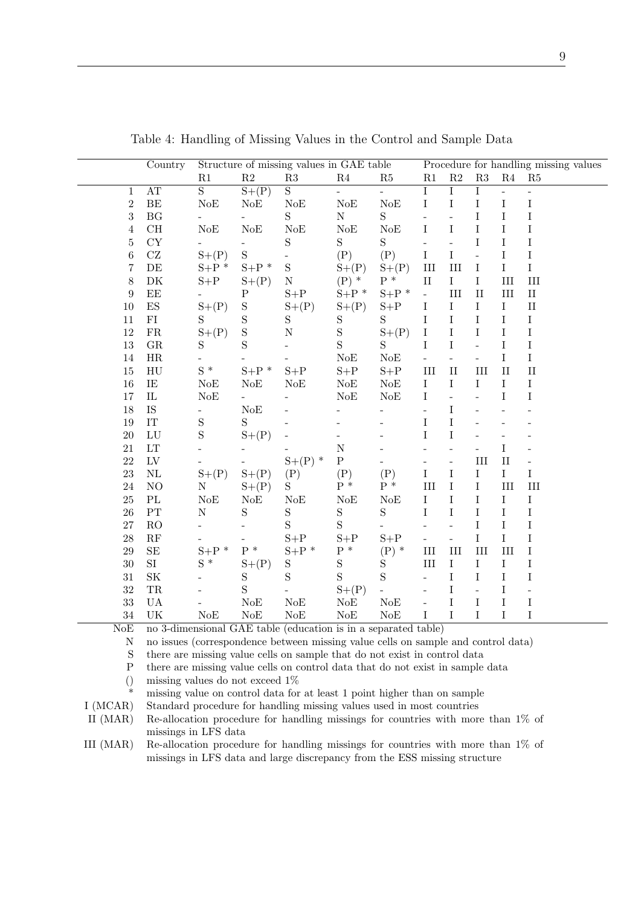Table 4: Handling of Missing Values in the Control and Sample Data

| | Country | Structure of missing values in GAE table | | | | | Procedure for handling missing values | | | | |
|---|---|---|---|---|---|---|---|---|---|---|---|
| | | R1 | R2 | R3 | R4 | R5 | R1 | R2 | R3 | R4 | R5 |
| 1 | AT | S | S+(P) | S | - | - | I | I | I | - | - |
| 2 | BE | NoE | NoE | NoE | NoE | NoE | I | I | I | I | I |
| 3 | BG | - | - | S | N | S | - | - | I | I | I |
| 4 | CH | NoE | NoE | NoE | NoE | NoE | I | I | I | I | I |
| 5 | CY | - | - | S | S | S | - | - | I | I | I |
| 6 | CZ | S+(P) | S | - | (P) | (P) | I | I | - | I | I |
| 7 | DE | S+P * | S+P * | S | S+(P) | S+(P) | III | III | I | I | I |
| 8 | DK | S+P | S+(P) | N | (P) * | P * | II | I | I | III | III |
| 9 | EE | - | P | S+P | S+P * | S+P * | - | III | II | III | II |
| 10 | ES | S+(P) | S | S+(P) | S+(P) | S+P | I | I | I | I | II |
| 11 | FI | S | S | S | S | S | I | I | I | I | I |
| 12 | FR | S+(P) | S | N | S | S+(P) | I | I | I | I | I |
| 13 | GR | S | S | - | S | S | I | I | - | I | I |
| 14 | HR | - | - | - | NoE | NoE | - | - | - | I | I |
| 15 | HU | S * | S+P * | S+P | S+P | S+P | III | II | III | II | II |
| 16 | IE | NoE | NoE | NoE | NoE | NoE | I | I | I | I | I |
| 17 | IL | NoE | - | - | NoE | NoE | I | - | - | I | I |
| 18 | IS | - | NoE | - | - | - | - | I | - | - | - |
| 19 | IT | S | S | - | - | - | I | I | - | - | - |
| 20 | LU | S | S+(P) | - | - | - | I | I | - | - | - |
| 21 | LT | - | - | - | N | - | - | - | - | I | - |
| 22 | LV | - | - | S+(P) * | P | - | - | - | III | II | - |
| 23 | NL | S+(P) | S+(P) | (P) | (P) | (P) | I | I | I | I | I |
| 24 | NO | N | S+(P) | S | P * | P * | III | I | I | III | III |
| 25 | PL | NoE | NoE | NoE | NoE | NoE | I | I | I | I | I |
| 26 | PT | N | S | S | S | S | I | I | I | I | I |
| 27 | RO | - | - | S | S | - | - | - | I | I | I |
| 28 | RF | - | - | S+P | S+P | S+P | - | - | I | I | I |
| 29 | SE | S+P * | P * | S+P * | P * | (P) * | III | III | III | III | I |
| 30 | SI | S * | S+(P) | S | S | S | III | I | I | I | I |
| 31 | SK | - | S | S | S | S | - | I | I | I | I |
| 32 | TR | - | S | - | S+(P) | - | - | I | - | I | - |
| 33 | UA | - | NoE | NoE | NoE | NoE | - | I | I | I | I |
| 34 | UK | NoE | NoE | NoE | NoE | NoE | I | I | I | I | I |

NoE no 3-dimensional GAE table (education is in a separated table)
N no issues (correspondence between missing value cells on sample and control data)
S there are missing value cells on sample that do not exist in control data
P there are missing value cells on control data that do not exist in sample data
() missing values do not exceed 1%
\* missing value on control data for at least 1 point higher than on sample
I (MCAR) Standard procedure for handling missing values used in most countries
II (MAR) Re-allocation procedure for handling missings for countries with more than 1% of missings in LFS data
III (MAR) Re-allocation procedure for handling missings for countries with more than 1% of missings in LFS data and large discrepancy from the ESS missing structure